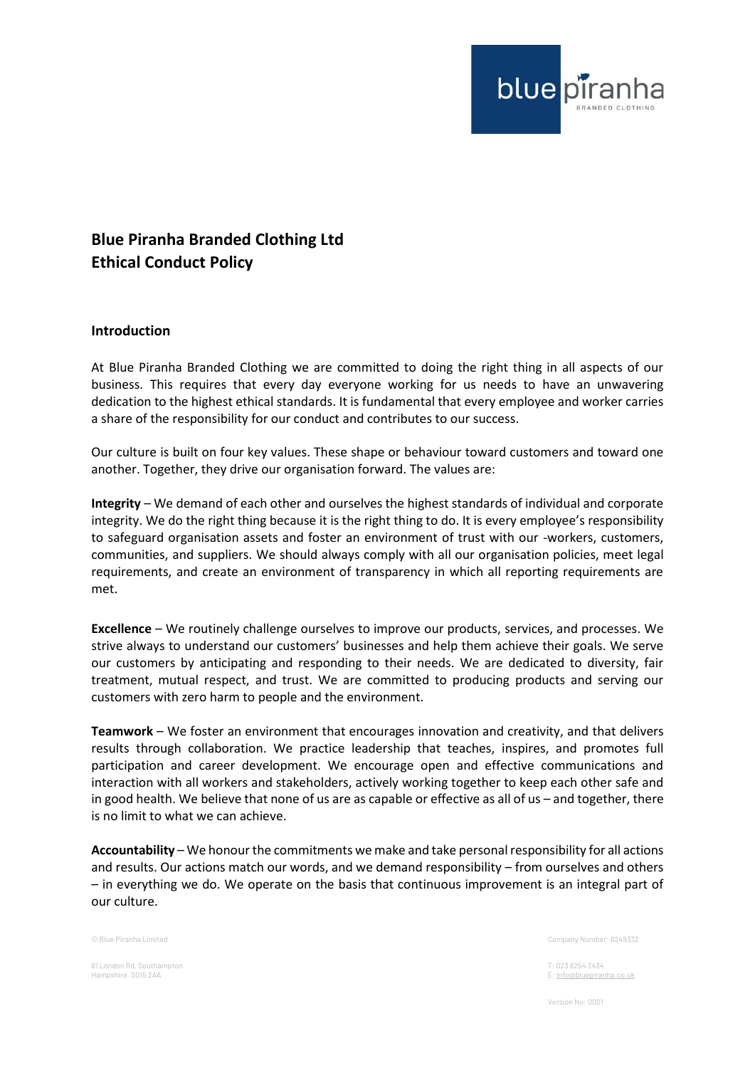# Blue Piranha Branded Clothing Ltd
# Ethical Conduct Policy

## Introduction

At Blue Piranha Branded Clothing we are committed to doing the right thing in all aspects of our business. This requires that every day everyone working for us needs to have an unwavering dedication to the highest ethical standards. It is fundamental that every employee and worker carries a share of the responsibility for our conduct and contributes to our success.

Our culture is built on four key values. These shape or behaviour toward customers and toward one another. Together, they drive our organisation forward. The values are:

**Integrity** – We demand of each other and ourselves the highest standards of individual and corporate integrity. We do the right thing because it is the right thing to do. It is every employee's responsibility to safeguard organisation assets and foster an environment of trust with our -workers, customers, communities, and suppliers. We should always comply with all our organisation policies, meet legal requirements, and create an environment of transparency in which all reporting requirements are met.

**Excellence** – We routinely challenge ourselves to improve our products, services, and processes. We strive always to understand our customers' businesses and help them achieve their goals. We serve our customers by anticipating and responding to their needs. We are dedicated to diversity, fair treatment, mutual respect, and trust. We are committed to producing products and serving our customers with zero harm to people and the environment.

**Teamwork** – We foster an environment that encourages innovation and creativity, and that delivers results through collaboration. We practice leadership that teaches, inspires, and promotes full participation and career development. We encourage open and effective communications and interaction with all workers and stakeholders, actively working together to keep each other safe and in good health. We believe that none of us are as capable or effective as all of us – and together, there is no limit to what we can achieve.

**Accountability** – We honour the commitments we make and take personal responsibility for all actions and results. Our actions match our words, and we demand responsibility – from ourselves and others – in everything we do. We operate on the basis that continuous improvement is an integral part of our culture.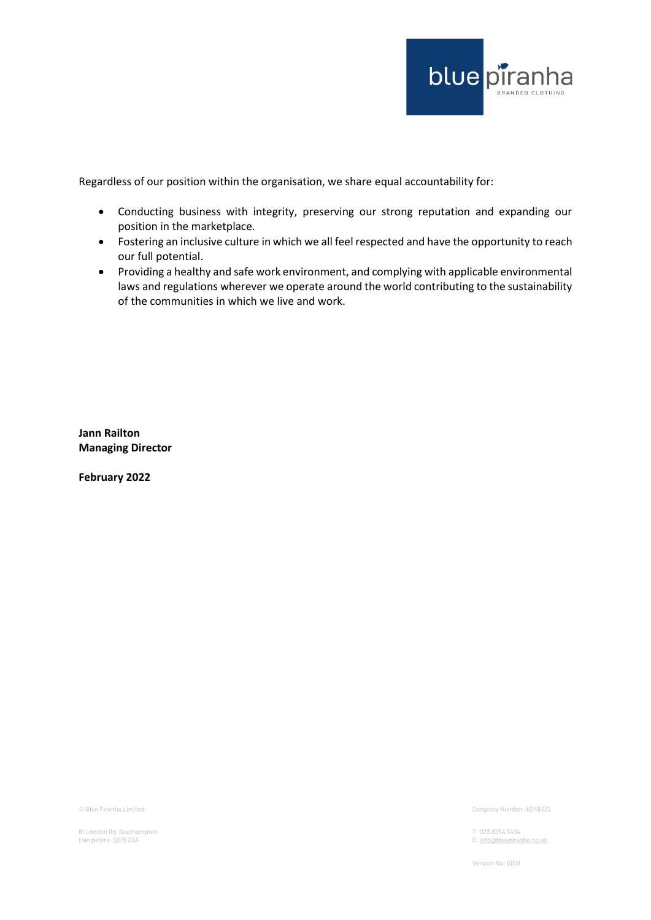Regardless of our position within the organisation, we share equal accountability for:

- Conducting business with integrity, preserving our strong reputation and expanding our position in the marketplace.
- Fostering an inclusive culture in which we all feel respected and have the opportunity to reach our full potential.
- Providing a healthy and safe work environment, and complying with applicable environmental laws and regulations wherever we operate around the world contributing to the sustainability of the communities in which we live and work.

**Jann Railton**
**Managing Director**

**February 2022**